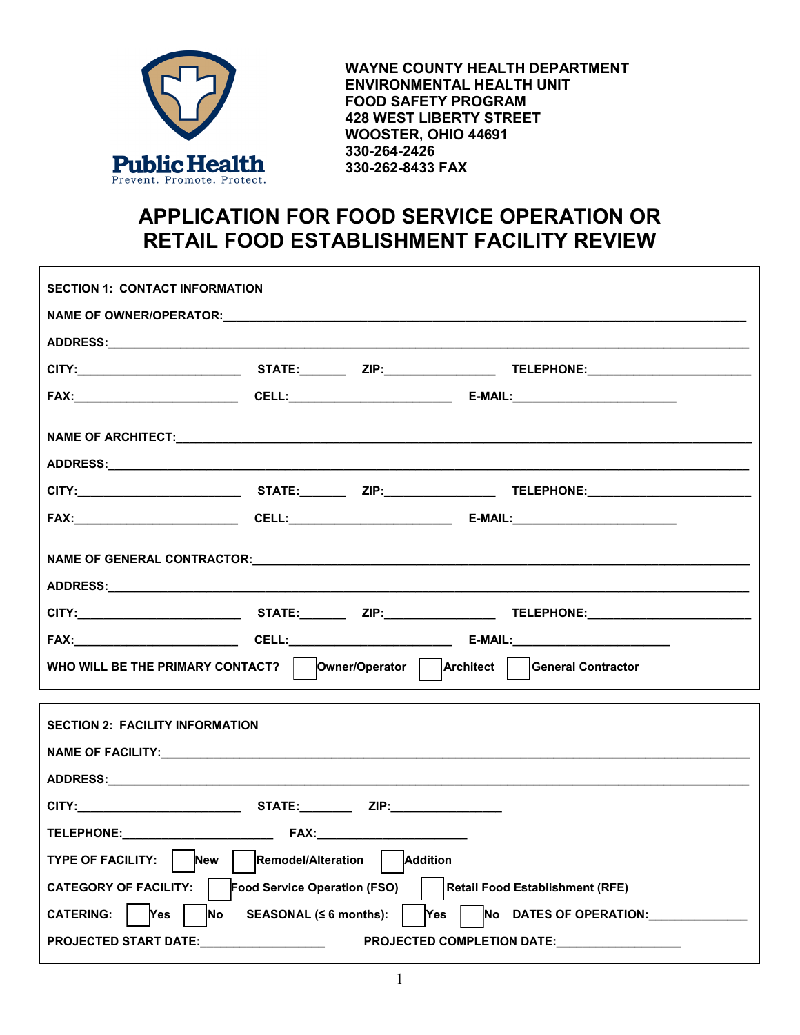WAYNE COUNTY HEALTH DEPARTMENT
ENVIRONMENTAL HEALTH UNIT
FOOD SAFETY PROGRAM
428 WEST LIBERTY STREET
WOOSTER, OHIO 44691
330-264-2426
330-262-8433 FAX

# APPLICATION FOR FOOD SERVICE OPERATION OR RETAIL FOOD ESTABLISHMENT FACILITY REVIEW

## SECTION 1: CONTACT INFORMATION

NAME OF OWNER/OPERATOR:\_\_\_\_\_\_\_\_\_\_\_\_\_\_\_\_\_\_\_\_\_\_\_\_\_\_\_\_\_\_\_\_\_\_\_\_\_\_\_\_

ADDRESS:\_\_\_\_\_\_\_\_\_\_\_\_\_\_\_\_\_\_\_\_\_\_\_\_\_\_\_\_\_\_\_\_\_\_\_\_\_\_\_\_

CITY:\_\_\_\_\_\_\_\_\_\_\_\_ STATE:\_\_\_\_\_ ZIP:\_\_\_\_\_\_\_\_ TELEPHONE:\_\_\_\_\_\_\_\_\_\_\_\_

FAX:\_\_\_\_\_\_\_\_\_\_\_\_ CELL:\_\_\_\_\_\_\_\_\_\_\_\_ E-MAIL:\_\_\_\_\_\_\_\_\_\_\_\_

NAME OF ARCHITECT:\_\_\_\_\_\_\_\_\_\_\_\_\_\_\_\_\_\_\_\_\_\_\_\_\_\_\_\_\_\_\_\_\_\_\_\_\_\_\_\_

ADDRESS:\_\_\_\_\_\_\_\_\_\_\_\_\_\_\_\_\_\_\_\_\_\_\_\_\_\_\_\_\_\_\_\_\_\_\_\_\_\_\_\_

CITY:\_\_\_\_\_\_\_\_\_\_\_\_ STATE:\_\_\_\_\_ ZIP:\_\_\_\_\_\_\_\_ TELEPHONE:\_\_\_\_\_\_\_\_\_\_\_\_

FAX:\_\_\_\_\_\_\_\_\_\_\_\_ CELL:\_\_\_\_\_\_\_\_\_\_\_\_ E-MAIL:\_\_\_\_\_\_\_\_\_\_\_\_

NAME OF GENERAL CONTRACTOR:\_\_\_\_\_\_\_\_\_\_\_\_\_\_\_\_\_\_\_\_\_\_\_\_\_\_\_\_\_\_\_\_\_\_\_\_\_\_\_\_

ADDRESS:\_\_\_\_\_\_\_\_\_\_\_\_\_\_\_\_\_\_\_\_\_\_\_\_\_\_\_\_\_\_\_\_\_\_\_\_\_\_\_\_

CITY:\_\_\_\_\_\_\_\_\_\_\_\_ STATE:\_\_\_\_\_ ZIP:\_\_\_\_\_\_\_\_ TELEPHONE:\_\_\_\_\_\_\_\_\_\_\_\_

FAX:\_\_\_\_\_\_\_\_\_\_\_\_ CELL:\_\_\_\_\_\_\_\_\_\_\_\_ E-MAIL:\_\_\_\_\_\_\_\_\_\_\_\_

WHO WILL BE THE PRIMARY CONTACT? ☐ Owner/Operator ☐ Architect ☐ General Contractor

## SECTION 2: FACILITY INFORMATION

NAME OF FACILITY:\_\_\_\_\_\_\_\_\_\_\_\_\_\_\_\_\_\_\_\_\_\_\_\_\_\_\_\_\_\_\_\_\_\_\_\_\_\_\_\_

ADDRESS:\_\_\_\_\_\_\_\_\_\_\_\_\_\_\_\_\_\_\_\_\_\_\_\_\_\_\_\_\_\_\_\_\_\_\_\_\_\_\_\_

CITY:\_\_\_\_\_\_\_\_\_\_\_\_ STATE:\_\_\_\_\_ ZIP:\_\_\_\_\_\_\_\_

TELEPHONE:\_\_\_\_\_\_\_\_\_\_\_\_ FAX:\_\_\_\_\_\_\_\_\_\_\_\_

TYPE OF FACILITY: ☐ New ☐ Remodel/Alteration ☐ Addition

CATEGORY OF FACILITY: ☐ Food Service Operation (FSO) ☐ Retail Food Establishment (RFE)

CATERING: ☐ Yes ☐ No SEASONAL (≤ 6 months): ☐ Yes ☐ No DATES OF OPERATION:\_\_\_\_\_\_\_\_\_\_\_\_

PROJECTED START DATE:\_\_\_\_\_\_\_\_\_\_\_\_ PROJECTED COMPLETION DATE:\_\_\_\_\_\_\_\_\_\_\_\_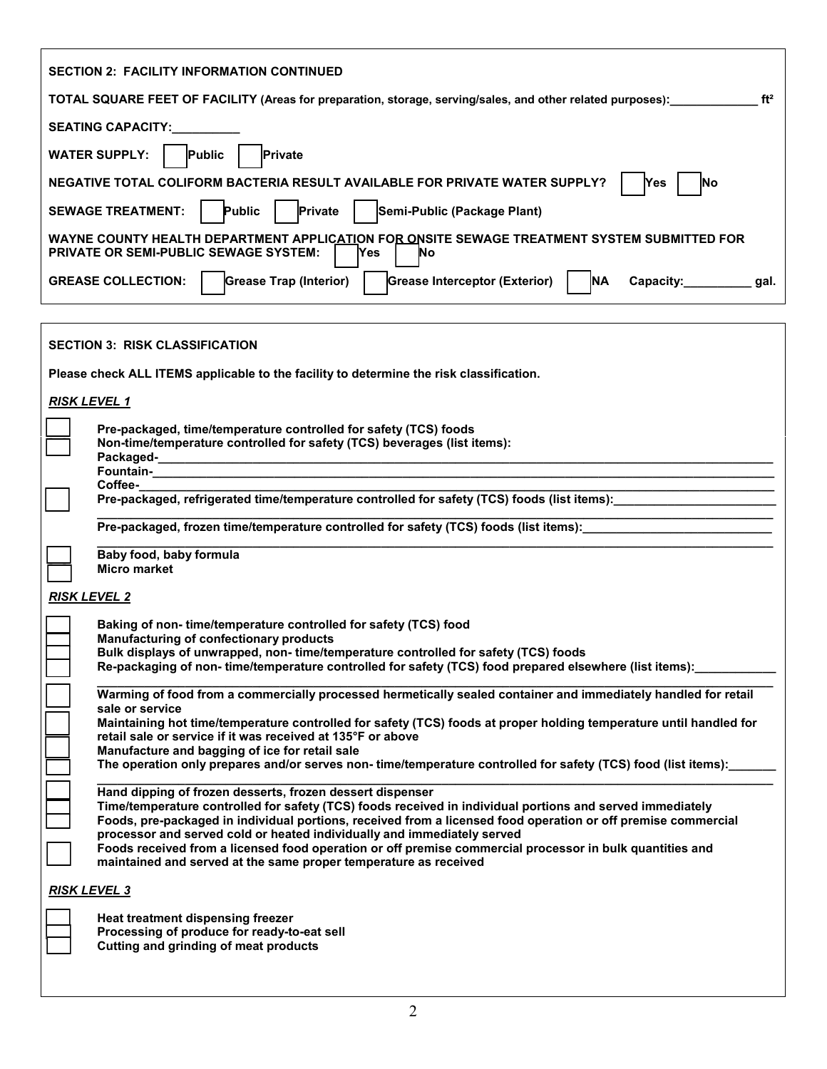## SECTION 2: FACILITY INFORMATION CONTINUED

**TOTAL SQUARE FEET OF FACILITY** (Areas for preparation, storage, serving/sales, and other related purposes):_____________ ft²

**SEATING CAPACITY:**__________

**WATER SUPPLY:** ☐ Public ☐ Private

**NEGATIVE TOTAL COLIFORM BACTERIA RESULT AVAILABLE FOR PRIVATE WATER SUPPLY?** ☐ Yes ☐ No

**SEWAGE TREATMENT:** ☐ Public ☐ Private ☐ Semi-Public (Package Plant)

**WAYNE COUNTY HEALTH DEPARTMENT APPLICATION FOR ONSITE SEWAGE TREATMENT SYSTEM SUBMITTED FOR PRIVATE OR SEMI-PUBLIC SEWAGE SYSTEM:** ☐ Yes ☐ No

**GREASE COLLECTION:** ☐ Grease Trap (Interior) ☐ Grease Interceptor (Exterior) ☐ NA Capacity:__________ gal.

## SECTION 3: RISK CLASSIFICATION

**Please check ALL ITEMS applicable to the facility to determine the risk classification.**

### *RISK LEVEL 1*

- ☐ Pre-packaged, time/temperature controlled for safety (TCS) foods
- ☐ Non-time/temperature controlled for safety (TCS) beverages (list items):
  - Packaged-______________________________
  - Fountain-______________________________
  - Coffee-______________________________
- ☐ Pre-packaged, refrigerated time/temperature controlled for safety (TCS) foods (list items):______________________________
  ______________________________
  Pre-packaged, frozen time/temperature controlled for safety (TCS) foods (list items):______________________________
  ______________________________
- ☐ Baby food, baby formula
- ☐ Micro market

### *RISK LEVEL 2*

- ☐ Baking of non- time/temperature controlled for safety (TCS) food
- ☐ Manufacturing of confectionary products
- ☐ Bulk displays of unwrapped, non- time/temperature controlled for safety (TCS) foods
- ☐ Re-packaging of non- time/temperature controlled for safety (TCS) food prepared elsewhere (list items):____________
  ______________________________
- ☐ Warming of food from a commercially processed hermetically sealed container and immediately handled for retail sale or service
- ☐ Maintaining hot time/temperature controlled for safety (TCS) foods at proper holding temperature until handled for retail sale or service if it was received at 135°F or above
- ☐ Manufacture and bagging of ice for retail sale
- ☐ The operation only prepares and/or serves non- time/temperature controlled for safety (TCS) food (list items):_______
  ______________________________
- ☐ Hand dipping of frozen desserts, frozen dessert dispenser
- ☐ Time/temperature controlled for safety (TCS) foods received in individual portions and served immediately
- ☐ Foods, pre-packaged in individual portions, received from a licensed food operation or off premise commercial processor and served cold or heated individually and immediately served
- ☐ Foods received from a licensed food operation or off premise commercial processor in bulk quantities and maintained and served at the same proper temperature as received

### *RISK LEVEL 3*

- ☐ Heat treatment dispensing freezer
- ☐ Processing of produce for ready-to-eat sell
- ☐ Cutting and grinding of meat products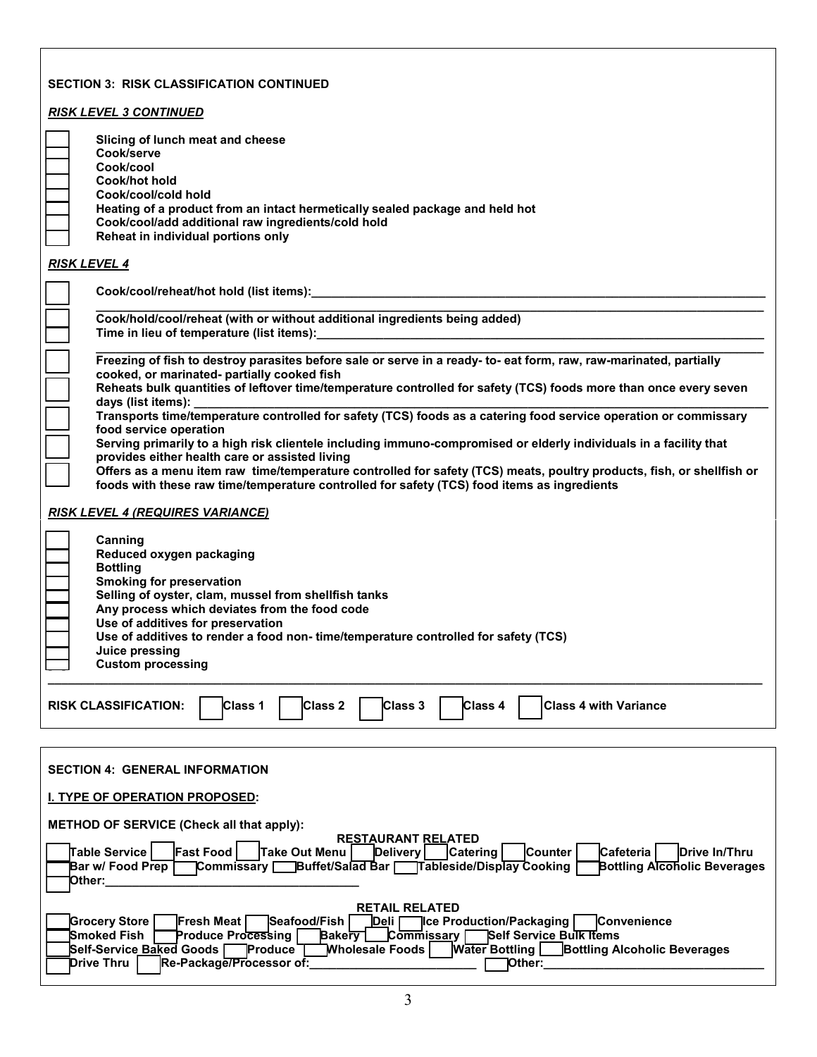## SECTION 3: RISK CLASSIFICATION CONTINUED

***RISK LEVEL 3 CONTINUED***

- ☐ Slicing of lunch meat and cheese
- ☐ Cook/serve
- ☐ Cook/cool
- ☐ Cook/hot hold
- ☐ Cook/cool/cold hold
- ☐ Heating of a product from an intact hermetically sealed package and held hot
- ☐ Cook/cool/add additional raw ingredients/cold hold
- ☐ Reheat in individual portions only

***RISK LEVEL 4***

- ☐ Cook/cool/reheat/hot hold (list items):______________________________________________
- ☐ Cook/hold/cool/reheat (with or without additional ingredients being added)
- ☐ Time in lieu of temperature (list items):______________________________________________
- ☐ Freezing of fish to destroy parasites before sale or serve in a ready- to- eat form, raw, raw-marinated, partially cooked, or marinated- partially cooked fish
- ☐ Reheats bulk quantities of leftover time/temperature controlled for safety (TCS) foods more than once every seven days (list items): ______________________________________________
- ☐ Transports time/temperature controlled for safety (TCS) foods as a catering food service operation or commissary food service operation
- ☐ Serving primarily to a high risk clientele including immuno-compromised or elderly individuals in a facility that provides either health care or assisted living
- ☐ Offers as a menu item raw time/temperature controlled for safety (TCS) meats, poultry products, fish, or shellfish or foods with these raw time/temperature controlled for safety (TCS) food items as ingredients

***RISK LEVEL 4 (REQUIRES VARIANCE)***

- ☐ Canning
- ☐ Reduced oxygen packaging
- ☐ Bottling
- ☐ Smoking for preservation
- ☐ Selling of oyster, clam, mussel from shellfish tanks
- ☐ Any process which deviates from the food code
- ☐ Use of additives for preservation
- ☐ Use of additives to render a food non- time/temperature controlled for safety (TCS)
- ☐ Juice pressing
- ☐ Custom processing

**RISK CLASSIFICATION:** ☐ Class 1 ☐ Class 2 ☐ Class 3 ☐ Class 4 ☐ Class 4 with Variance

## SECTION 4: GENERAL INFORMATION

**I. TYPE OF OPERATION PROPOSED:**

**METHOD OF SERVICE (Check all that apply):**

**RESTAURANT RELATED**

☐ Table Service ☐ Fast Food ☐ Take Out Menu ☐ Delivery ☐ Catering ☐ Counter ☐ Cafeteria ☐ Drive In/Thru
☐ Bar w/ Food Prep ☐ Commissary ☐ Buffet/Salad Bar ☐ Tableside/Display Cooking ☐ Bottling Alcoholic Beverages
☐ Other:______________________________________

**RETAIL RELATED**

☐ Grocery Store ☐ Fresh Meat ☐ Seafood/Fish ☐ Deli ☐ Ice Production/Packaging ☐ Convenience
☐ Smoked Fish ☐ Produce Processing ☐ Bakery ☐ Commissary ☐ Self Service Bulk Items
☐ Self-Service Baked Goods ☐ Produce ☐ Wholesale Foods ☐ Water Bottling ☐ Bottling Alcoholic Beverages
☐ Drive Thru ☐ Re-Package/Processor of:_________________________ ☐ Other:_________________________________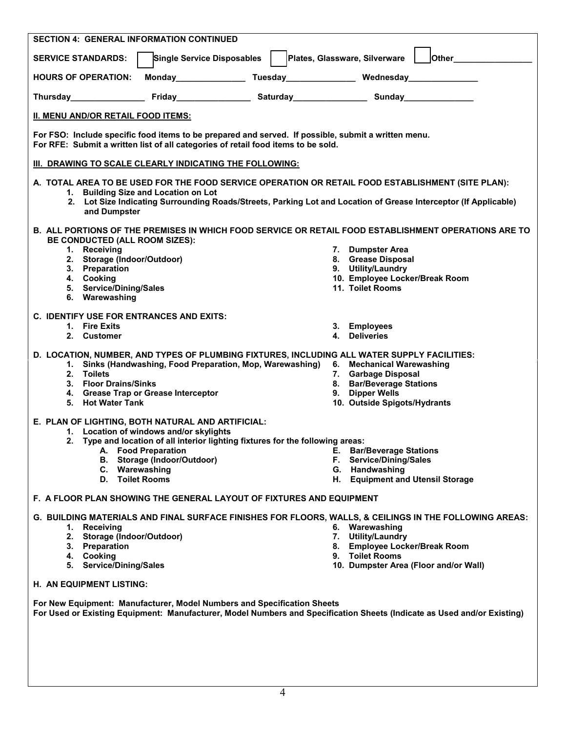**SECTION 4: GENERAL INFORMATION CONTINUED**

**SERVICE STANDARDS:** ☐ **Single Service Disposables** ☐ **Plates, Glassware, Silverware** ☐ **Other\_\_\_\_\_\_\_\_\_\_\_\_\_\_\_\_\_**

**HOURS OF OPERATION:** **Monday\_\_\_\_\_\_\_\_\_\_\_\_\_\_\_ Tuesday\_\_\_\_\_\_\_\_\_\_\_\_\_\_\_ Wednesday\_\_\_\_\_\_\_\_\_\_\_\_\_\_\_**

**Thursday\_\_\_\_\_\_\_\_\_\_\_\_\_\_\_\_ Friday\_\_\_\_\_\_\_\_\_\_\_\_\_\_\_\_ Saturday\_\_\_\_\_\_\_\_\_\_\_\_\_\_\_\_ Sunday\_\_\_\_\_\_\_\_\_\_\_\_\_\_\_**

## II. MENU AND/OR RETAIL FOOD ITEMS:

**For FSO: Include specific food items to be prepared and served. If possible, submit a written menu.**
**For RFE: Submit a written list of all categories of retail food items to be sold.**

## III. DRAWING TO SCALE CLEARLY INDICATING THE FOLLOWING:

**A. TOTAL AREA TO BE USED FOR THE FOOD SERVICE OPERATION OR RETAIL FOOD ESTABLISHMENT (SITE PLAN):**

1. Building Size and Location on Lot
2. Lot Size Indicating Surrounding Roads/Streets, Parking Lot and Location of Grease Interceptor (If Applicable) and Dumpster

**B. ALL PORTIONS OF THE PREMISES IN WHICH FOOD SERVICE OR RETAIL FOOD ESTABLISHMENT OPERATIONS ARE TO BE CONDUCTED (ALL ROOM SIZES):**

1. Receiving
2. Storage (Indoor/Outdoor)
3. Preparation
4. Cooking
5. Service/Dining/Sales
6. Warewashing
7. Dumpster Area
8. Grease Disposal
9. Utility/Laundry
10. Employee Locker/Break Room
11. Toilet Rooms

**C. IDENTIFY USE FOR ENTRANCES AND EXITS:**

1. Fire Exits
2. Customer
3. Employees
4. Deliveries

**D. LOCATION, NUMBER, AND TYPES OF PLUMBING FIXTURES, INCLUDING ALL WATER SUPPLY FACILITIES:**

1. Sinks (Handwashing, Food Preparation, Mop, Warewashing)
2. Toilets
3. Floor Drains/Sinks
4. Grease Trap or Grease Interceptor
5. Hot Water Tank
6. Mechanical Warewashing
7. Garbage Disposal
8. Bar/Beverage Stations
9. Dipper Wells
10. Outside Spigots/Hydrants

**E. PLAN OF LIGHTING, BOTH NATURAL AND ARTIFICIAL:**

1. Location of windows and/or skylights
2. Type and location of all interior lighting fixtures for the following areas:
   - A. Food Preparation
   - B. Storage (Indoor/Outdoor)
   - C. Warewashing
   - D. Toilet Rooms
   - E. Bar/Beverage Stations
   - F. Service/Dining/Sales
   - G. Handwashing
   - H. Equipment and Utensil Storage

**F. A FLOOR PLAN SHOWING THE GENERAL LAYOUT OF FIXTURES AND EQUIPMENT**

**G. BUILDING MATERIALS AND FINAL SURFACE FINISHES FOR FLOORS, WALLS, & CEILINGS IN THE FOLLOWING AREAS:**

1. Receiving
2. Storage (Indoor/Outdoor)
3. Preparation
4. Cooking
5. Service/Dining/Sales
6. Warewashing
7. Utility/Laundry
8. Employee Locker/Break Room
9. Toilet Rooms
10. Dumpster Area (Floor and/or Wall)

**H. AN EQUIPMENT LISTING:**

**For New Equipment: Manufacturer, Model Numbers and Specification Sheets**
**For Used or Existing Equipment: Manufacturer, Model Numbers and Specification Sheets (Indicate as Used and/or Existing)**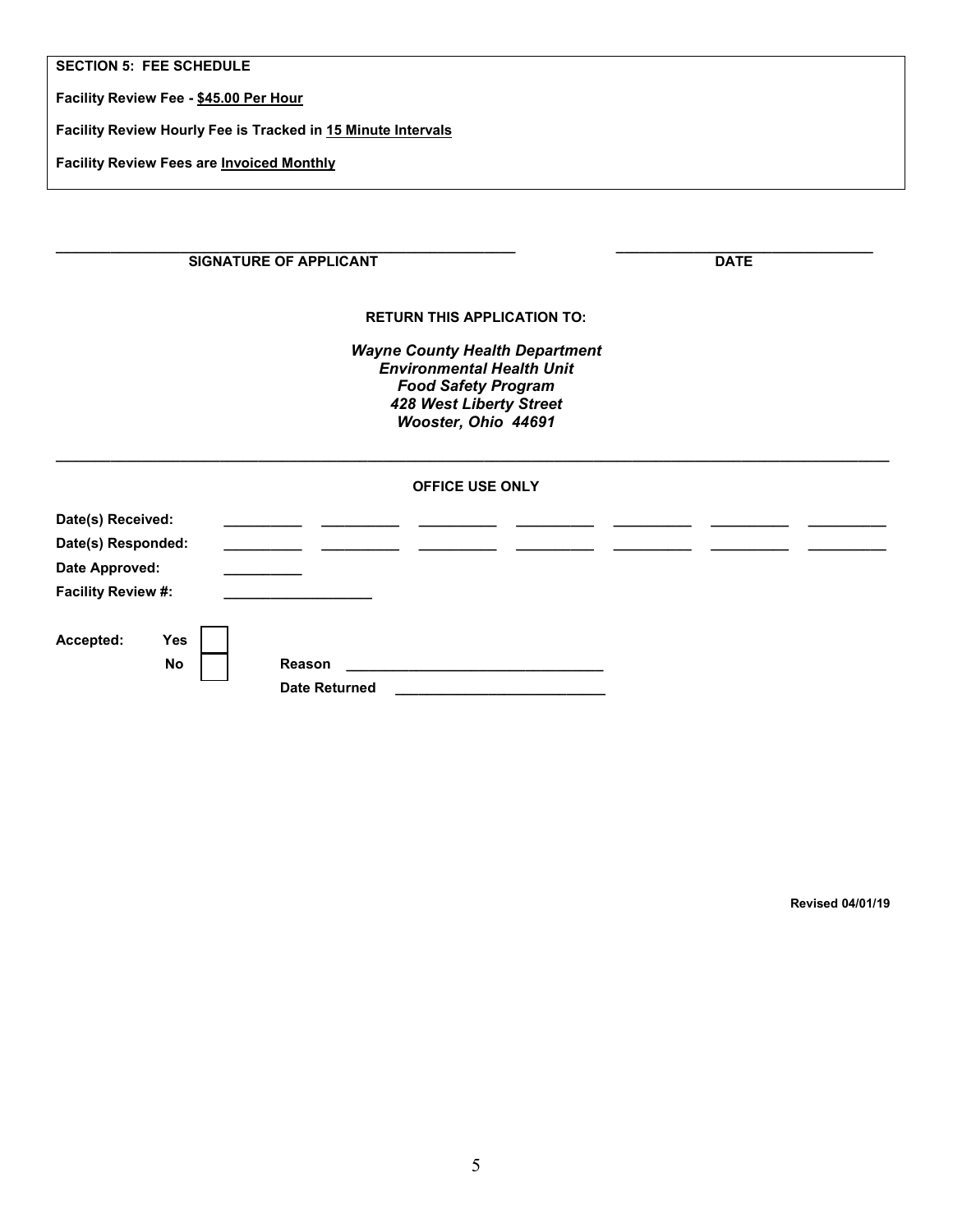**SECTION 5: FEE SCHEDULE**

**Facility Review Fee - <u>$45.00 Per Hour</u>**

**Facility Review Hourly Fee is Tracked in <u>15 Minute Intervals</u>**

**Facility Review Fees are <u>Invoiced Monthly</u>**

\_\_\_\_\_\_\_\_\_\_\_\_\_\_\_\_\_\_\_\_\_\_\_\_\_\_\_\_\_\_\_\_\_\_\_\_\_\_\_\_\_\_\_\_\_\_\_\_\_\_ \_\_\_\_\_\_\_\_\_\_\_\_\_\_\_\_\_\_\_\_\_\_\_\_\_\_\_\_
**SIGNATURE OF APPLICANT** **DATE**

**RETURN THIS APPLICATION TO:**

***Wayne County Health Department***
***Environmental Health Unit***
***Food Safety Program***
***428 West Liberty Street***
***Wooster, Ohio 44691***

---

**OFFICE USE ONLY**

**Date(s) Received:** \_\_\_\_\_\_\_\_ \_\_\_\_\_\_\_\_ \_\_\_\_\_\_\_\_ \_\_\_\_\_\_\_\_ \_\_\_\_\_\_\_\_ \_\_\_\_\_\_\_\_ \_\_\_\_\_\_\_\_

**Date(s) Responded:** \_\_\_\_\_\_\_\_ \_\_\_\_\_\_\_\_ \_\_\_\_\_\_\_\_ \_\_\_\_\_\_\_\_ \_\_\_\_\_\_\_\_ \_\_\_\_\_\_\_\_ \_\_\_\_\_\_\_\_

**Date Approved:** \_\_\_\_\_\_\_\_

**Facility Review #:** \_\_\_\_\_\_\_\_\_\_\_\_\_\_\_\_

**Accepted:** **Yes** ☐
**No** ☐ **Reason** \_\_\_\_\_\_\_\_\_\_\_\_\_\_\_\_\_\_\_\_\_\_\_\_\_\_\_\_
**Date Returned** \_\_\_\_\_\_\_\_\_\_\_\_\_\_\_\_\_\_\_\_\_\_\_\_

**Revised 04/01/19**